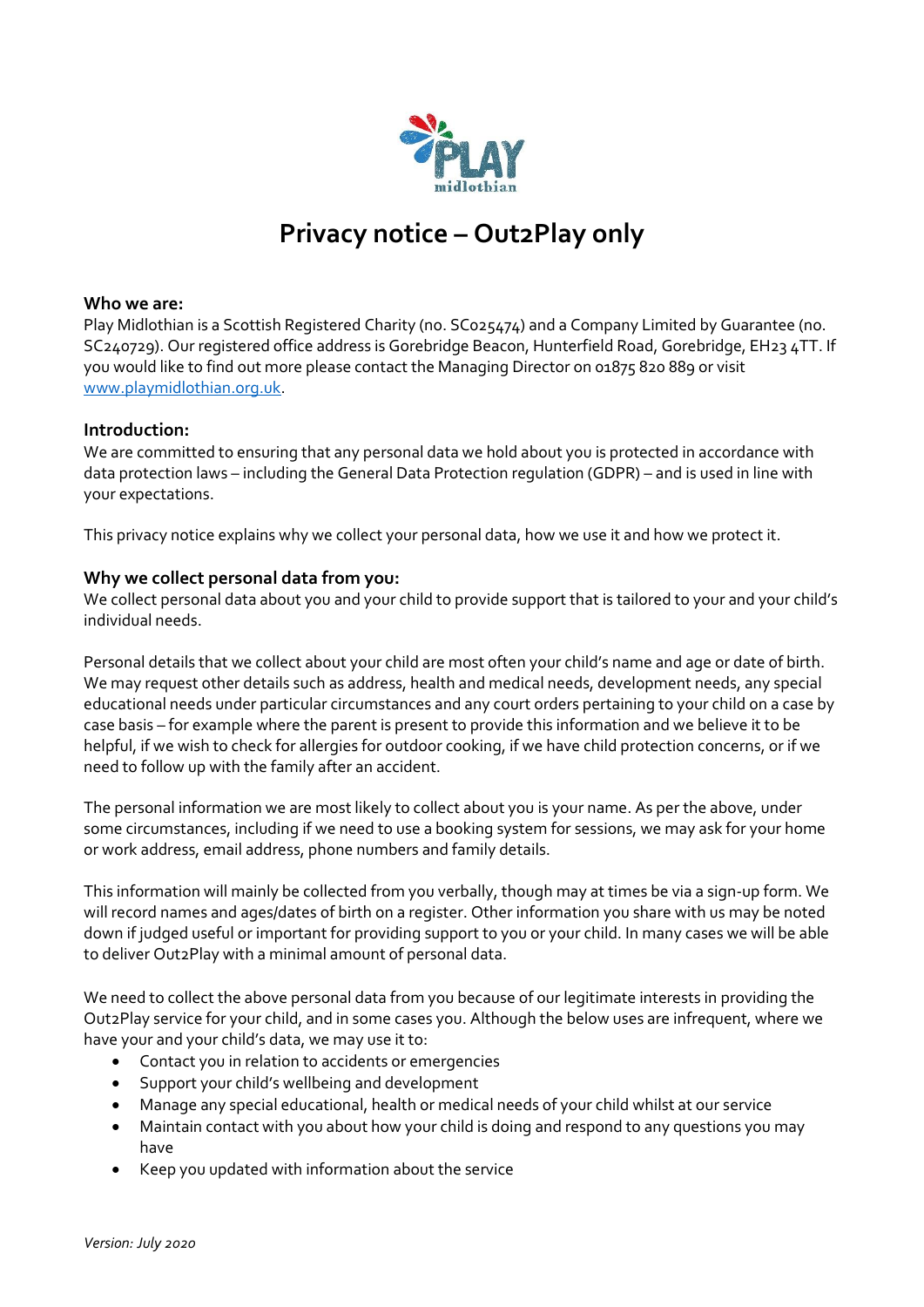# Privacy notice – Out2Play only

### Who we are:

Play Midlothian is a Scottish Registered Charity (no. SC025474) and a Company Limited by Guarantee (no. SC240729). Our registered office address is Gorebridge Beacon, Hunterfield Road, Gorebridge, EH23 4TT. If you would like to find out more please contact the Managing Director on 01875 820 889 or visit www.playmidlothian.org.uk.

### Introduction:

We are committed to ensuring that any personal data we hold about you is protected in accordance with data protection laws – including the General Data Protection regulation (GDPR) – and is used in line with your expectations.

This privacy notice explains why we collect your personal data, how we use it and how we protect it.

### Why we collect personal data from you:

We collect personal data about you and your child to provide support that is tailored to your and your child's individual needs.

Personal details that we collect about your child are most often your child's name and age or date of birth. We may request other details such as address, health and medical needs, development needs, any special educational needs under particular circumstances and any court orders pertaining to your child on a case by case basis – for example where the parent is present to provide this information and we believe it to be helpful, if we wish to check for allergies for outdoor cooking, if we have child protection concerns, or if we need to follow up with the family after an accident.

The personal information we are most likely to collect about you is your name. As per the above, under some circumstances, including if we need to use a booking system for sessions, we may ask for your home or work address, email address, phone numbers and family details.

This information will mainly be collected from you verbally, though may at times be via a sign-up form. We will record names and ages/dates of birth on a register. Other information you share with us may be noted down if judged useful or important for providing support to you or your child. In many cases we will be able to deliver Out2Play with a minimal amount of personal data.

We need to collect the above personal data from you because of our legitimate interests in providing the Out2Play service for your child, and in some cases you. Although the below uses are infrequent, where we have your and your child's data, we may use it to:

- Contact you in relation to accidents or emergencies
- Support your child's wellbeing and development
- Manage any special educational, health or medical needs of your child whilst at our service
- Maintain contact with you about how your child is doing and respond to any questions you may have
- Keep you updated with information about the service

*Version: July 2020*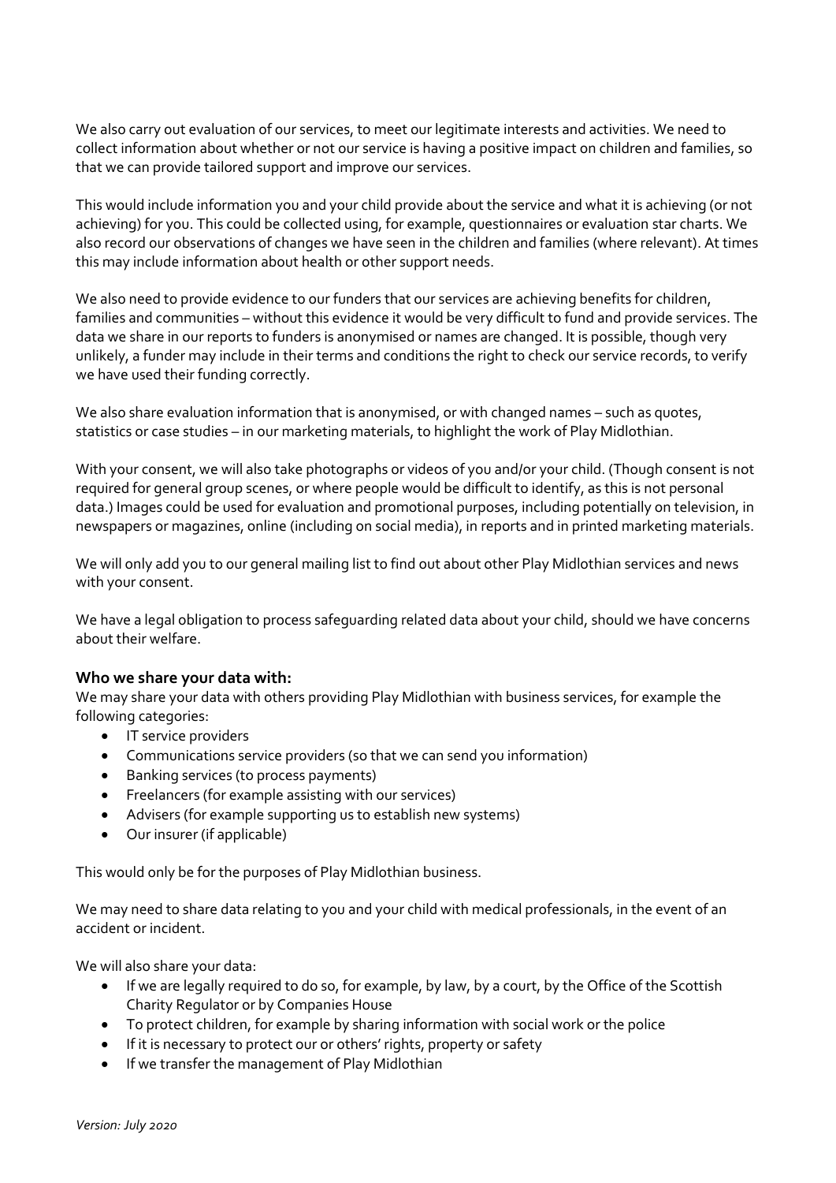We also carry out evaluation of our services, to meet our legitimate interests and activities. We need to collect information about whether or not our service is having a positive impact on children and families, so that we can provide tailored support and improve our services.

This would include information you and your child provide about the service and what it is achieving (or not achieving) for you. This could be collected using, for example, questionnaires or evaluation star charts. We also record our observations of changes we have seen in the children and families (where relevant). At times this may include information about health or other support needs.

We also need to provide evidence to our funders that our services are achieving benefits for children, families and communities – without this evidence it would be very difficult to fund and provide services. The data we share in our reports to funders is anonymised or names are changed. It is possible, though very unlikely, a funder may include in their terms and conditions the right to check our service records, to verify we have used their funding correctly.

We also share evaluation information that is anonymised, or with changed names – such as quotes, statistics or case studies – in our marketing materials, to highlight the work of Play Midlothian.

With your consent, we will also take photographs or videos of you and/or your child. (Though consent is not required for general group scenes, or where people would be difficult to identify, as this is not personal data.) Images could be used for evaluation and promotional purposes, including potentially on television, in newspapers or magazines, online (including on social media), in reports and in printed marketing materials.

We will only add you to our general mailing list to find out about other Play Midlothian services and news with your consent.

We have a legal obligation to process safeguarding related data about your child, should we have concerns about their welfare.

### Who we share your data with:

We may share your data with others providing Play Midlothian with business services, for example the following categories:

- IT service providers
- Communications service providers (so that we can send you information)
- Banking services (to process payments)
- Freelancers (for example assisting with our services)
- Advisers (for example supporting us to establish new systems)
- Our insurer (if applicable)

This would only be for the purposes of Play Midlothian business.

We may need to share data relating to you and your child with medical professionals, in the event of an accident or incident.

We will also share your data:

- If we are legally required to do so, for example, by law, by a court, by the Office of the Scottish Charity Regulator or by Companies House
- To protect children, for example by sharing information with social work or the police
- If it is necessary to protect our or others' rights, property or safety
- If we transfer the management of Play Midlothian

*Version: July 2020*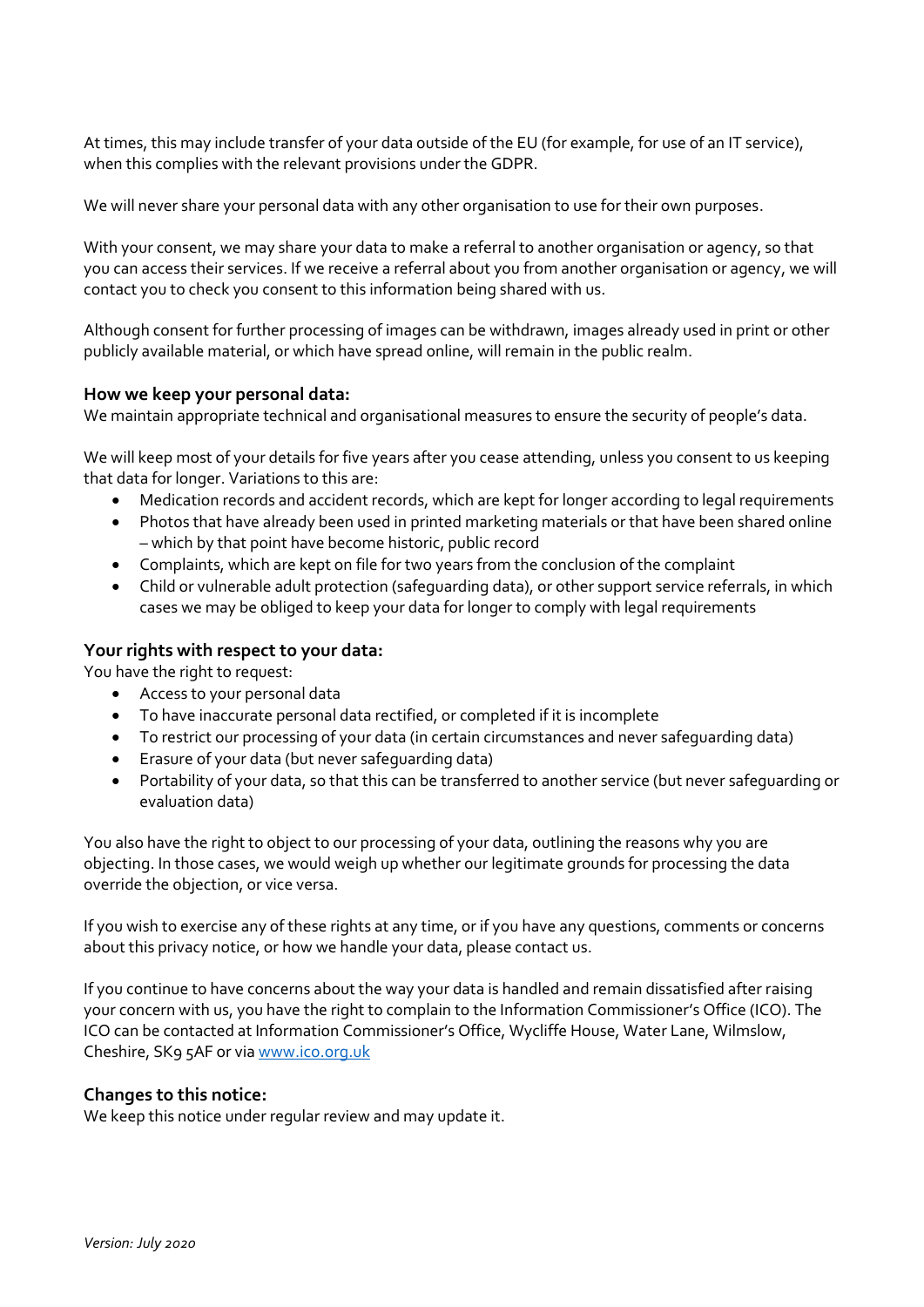At times, this may include transfer of your data outside of the EU (for example, for use of an IT service), when this complies with the relevant provisions under the GDPR.

We will never share your personal data with any other organisation to use for their own purposes.

With your consent, we may share your data to make a referral to another organisation or agency, so that you can access their services. If we receive a referral about you from another organisation or agency, we will contact you to check you consent to this information being shared with us.

Although consent for further processing of images can be withdrawn, images already used in print or other publicly available material, or which have spread online, will remain in the public realm.

**How we keep your personal data:**
We maintain appropriate technical and organisational measures to ensure the security of people's data.

We will keep most of your details for five years after you cease attending, unless you consent to us keeping that data for longer. Variations to this are:

- Medication records and accident records, which are kept for longer according to legal requirements
- Photos that have already been used in printed marketing materials or that have been shared online – which by that point have become historic, public record
- Complaints, which are kept on file for two years from the conclusion of the complaint
- Child or vulnerable adult protection (safeguarding data), or other support service referrals, in which cases we may be obliged to keep your data for longer to comply with legal requirements

**Your rights with respect to your data:**
You have the right to request:

- Access to your personal data
- To have inaccurate personal data rectified, or completed if it is incomplete
- To restrict our processing of your data (in certain circumstances and never safeguarding data)
- Erasure of your data (but never safeguarding data)
- Portability of your data, so that this can be transferred to another service (but never safeguarding or evaluation data)

You also have the right to object to our processing of your data, outlining the reasons why you are objecting. In those cases, we would weigh up whether our legitimate grounds for processing the data override the objection, or vice versa.

If you wish to exercise any of these rights at any time, or if you have any questions, comments or concerns about this privacy notice, or how we handle your data, please contact us.

If you continue to have concerns about the way your data is handled and remain dissatisfied after raising your concern with us, you have the right to complain to the Information Commissioner's Office (ICO). The ICO can be contacted at Information Commissioner's Office, Wycliffe House, Water Lane, Wilmslow, Cheshire, SK9 5AF or via [www.ico.org.uk](http://www.ico.org.uk)

**Changes to this notice:**
We keep this notice under regular review and may update it.

*Version: July 2020*